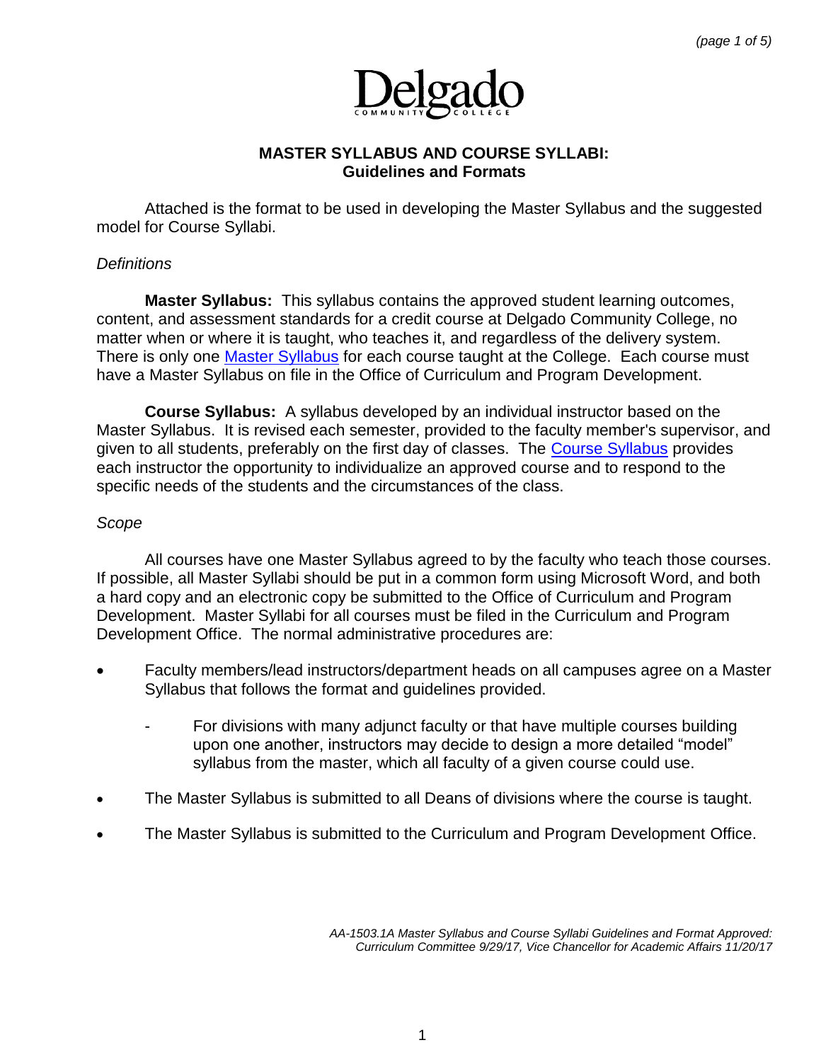# MASTER SYLLABUS AND COURSE SYLLABI:
## Guidelines and Formats

Attached is the format to be used in developing the Master Syllabus and the suggested model for Course Syllabi.

*Definitions*

**Master Syllabus:** This syllabus contains the approved student learning outcomes, content, and assessment standards for a credit course at Delgado Community College, no matter when or where it is taught, who teaches it, and regardless of the delivery system. There is only one Master Syllabus for each course taught at the College. Each course must have a Master Syllabus on file in the Office of Curriculum and Program Development.

**Course Syllabus:** A syllabus developed by an individual instructor based on the Master Syllabus. It is revised each semester, provided to the faculty member's supervisor, and given to all students, preferably on the first day of classes. The Course Syllabus provides each instructor the opportunity to individualize an approved course and to respond to the specific needs of the students and the circumstances of the class.

*Scope*

All courses have one Master Syllabus agreed to by the faculty who teach those courses. If possible, all Master Syllabi should be put in a common form using Microsoft Word, and both a hard copy and an electronic copy be submitted to the Office of Curriculum and Program Development. Master Syllabi for all courses must be filed in the Curriculum and Program Development Office. The normal administrative procedures are:

- Faculty members/lead instructors/department heads on all campuses agree on a Master Syllabus that follows the format and guidelines provided.
  - For divisions with many adjunct faculty or that have multiple courses building upon one another, instructors may decide to design a more detailed "model" syllabus from the master, which all faculty of a given course could use.
- The Master Syllabus is submitted to all Deans of divisions where the course is taught.
- The Master Syllabus is submitted to the Curriculum and Program Development Office.

*AA-1503.1A Master Syllabus and Course Syllabi Guidelines and Format Approved: Curriculum Committee 9/29/17, Vice Chancellor for Academic Affairs 11/20/17*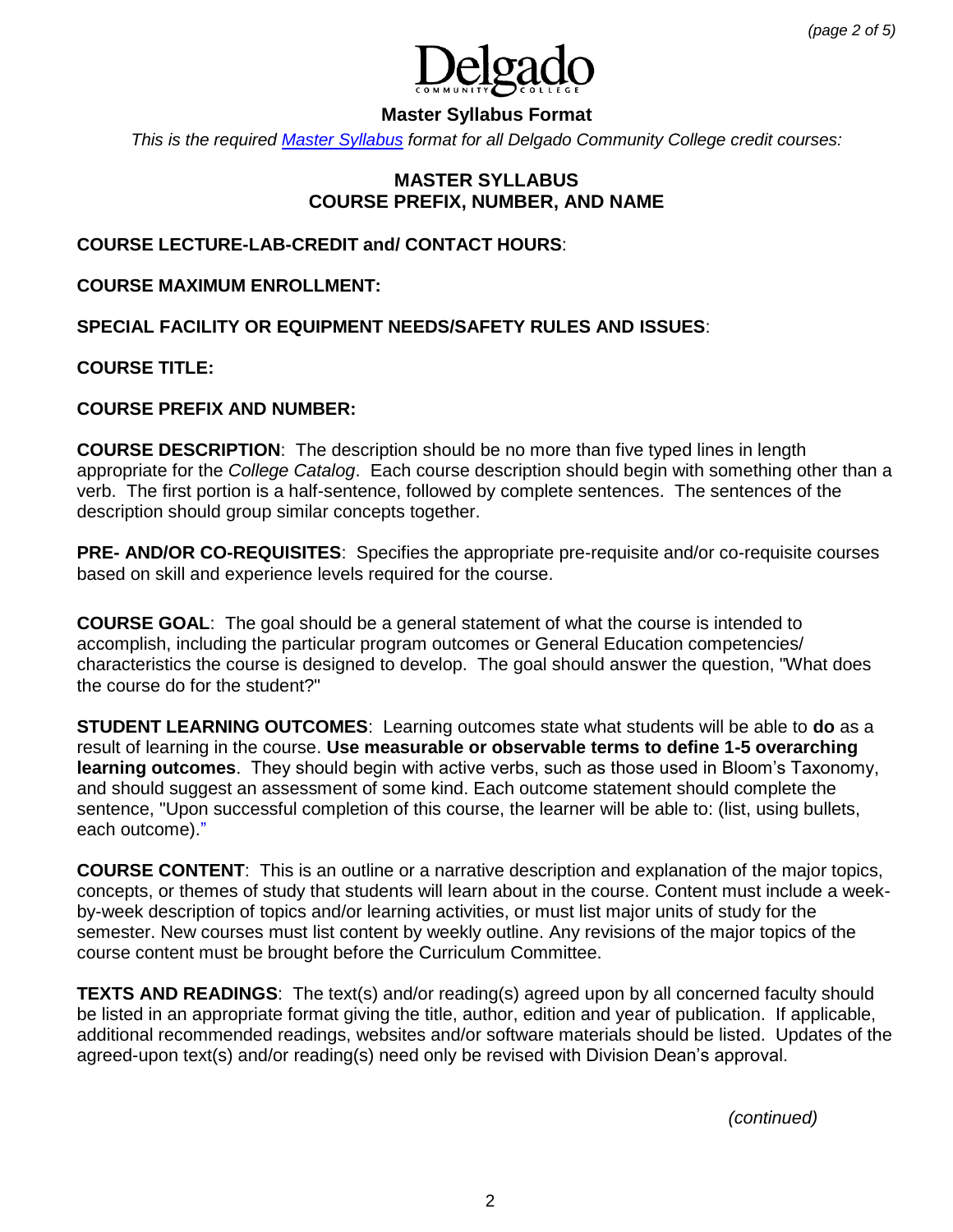**Master Syllabus Format**

*This is the required [Master Syllabus] format for all Delgado Community College credit courses:*

## MASTER SYLLABUS
## COURSE PREFIX, NUMBER, AND NAME

**COURSE LECTURE-LAB-CREDIT and/ CONTACT HOURS**:

**COURSE MAXIMUM ENROLLMENT:**

**SPECIAL FACILITY OR EQUIPMENT NEEDS/SAFETY RULES AND ISSUES**:

**COURSE TITLE:**

**COURSE PREFIX AND NUMBER:**

**COURSE DESCRIPTION**: The description should be no more than five typed lines in length appropriate for the *College Catalog*. Each course description should begin with something other than a verb. The first portion is a half-sentence, followed by complete sentences. The sentences of the description should group similar concepts together.

**PRE- AND/OR CO-REQUISITES**: Specifies the appropriate pre-requisite and/or co-requisite courses based on skill and experience levels required for the course.

**COURSE GOAL**: The goal should be a general statement of what the course is intended to accomplish, including the particular program outcomes or General Education competencies/ characteristics the course is designed to develop. The goal should answer the question, "What does the course do for the student?"

**STUDENT LEARNING OUTCOMES**: Learning outcomes state what students will be able to **do** as a result of learning in the course. **Use measurable or observable terms to define 1-5 overarching learning outcomes**. They should begin with active verbs, such as those used in Bloom's Taxonomy, and should suggest an assessment of some kind. Each outcome statement should complete the sentence, "Upon successful completion of this course, the learner will be able to: (list, using bullets, each outcome)."

**COURSE CONTENT**: This is an outline or a narrative description and explanation of the major topics, concepts, or themes of study that students will learn about in the course. Content must include a week-by-week description of topics and/or learning activities, or must list major units of study for the semester. New courses must list content by weekly outline. Any revisions of the major topics of the course content must be brought before the Curriculum Committee.

**TEXTS AND READINGS**: The text(s) and/or reading(s) agreed upon by all concerned faculty should be listed in an appropriate format giving the title, author, edition and year of publication. If applicable, additional recommended readings, websites and/or software materials should be listed. Updates of the agreed-upon text(s) and/or reading(s) need only be revised with Division Dean's approval.

*(continued)*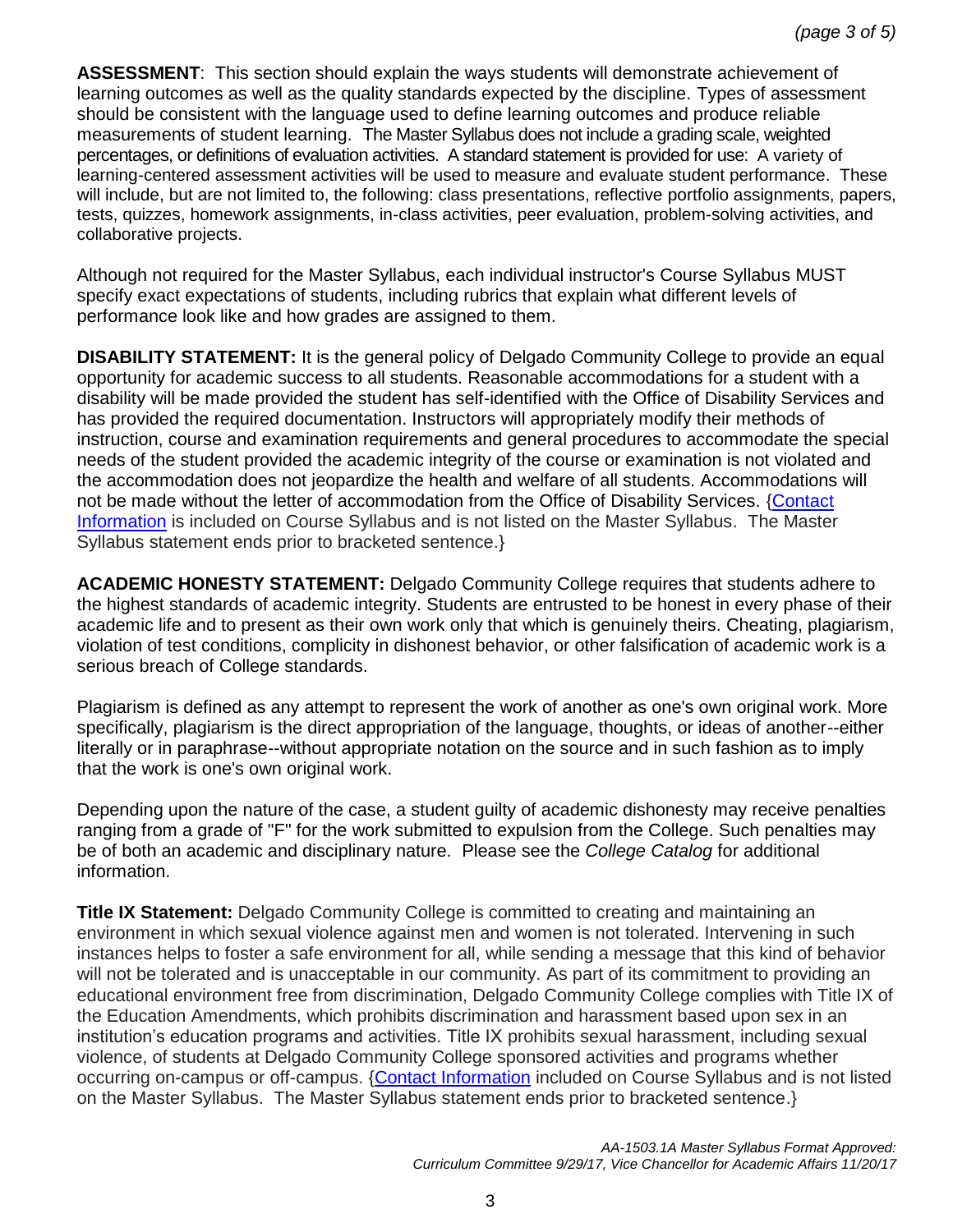**ASSESSMENT**: This section should explain the ways students will demonstrate achievement of learning outcomes as well as the quality standards expected by the discipline. Types of assessment should be consistent with the language used to define learning outcomes and produce reliable measurements of student learning. The Master Syllabus does not include a grading scale, weighted percentages, or definitions of evaluation activities. A standard statement is provided for use: A variety of learning-centered assessment activities will be used to measure and evaluate student performance. These will include, but are not limited to, the following: class presentations, reflective portfolio assignments, papers, tests, quizzes, homework assignments, in-class activities, peer evaluation, problem-solving activities, and collaborative projects.

Although not required for the Master Syllabus, each individual instructor's Course Syllabus MUST specify exact expectations of students, including rubrics that explain what different levels of performance look like and how grades are assigned to them.

**DISABILITY STATEMENT:** It is the general policy of Delgado Community College to provide an equal opportunity for academic success to all students. Reasonable accommodations for a student with a disability will be made provided the student has self-identified with the Office of Disability Services and has provided the required documentation. Instructors will appropriately modify their methods of instruction, course and examination requirements and general procedures to accommodate the special needs of the student provided the academic integrity of the course or examination is not violated and the accommodation does not jeopardize the health and welfare of all students. Accommodations will not be made without the letter of accommodation from the Office of Disability Services. {Contact Information is included on Course Syllabus and is not listed on the Master Syllabus. The Master Syllabus statement ends prior to bracketed sentence.}

**ACADEMIC HONESTY STATEMENT:** Delgado Community College requires that students adhere to the highest standards of academic integrity. Students are entrusted to be honest in every phase of their academic life and to present as their own work only that which is genuinely theirs. Cheating, plagiarism, violation of test conditions, complicity in dishonest behavior, or other falsification of academic work is a serious breach of College standards.

Plagiarism is defined as any attempt to represent the work of another as one's own original work. More specifically, plagiarism is the direct appropriation of the language, thoughts, or ideas of another--either literally or in paraphrase--without appropriate notation on the source and in such fashion as to imply that the work is one's own original work.

Depending upon the nature of the case, a student guilty of academic dishonesty may receive penalties ranging from a grade of "F" for the work submitted to expulsion from the College. Such penalties may be of both an academic and disciplinary nature. Please see the *College Catalog* for additional information.

**Title IX Statement:** Delgado Community College is committed to creating and maintaining an environment in which sexual violence against men and women is not tolerated. Intervening in such instances helps to foster a safe environment for all, while sending a message that this kind of behavior will not be tolerated and is unacceptable in our community. As part of its commitment to providing an educational environment free from discrimination, Delgado Community College complies with Title IX of the Education Amendments, which prohibits discrimination and harassment based upon sex in an institution's education programs and activities. Title IX prohibits sexual harassment, including sexual violence, of students at Delgado Community College sponsored activities and programs whether occurring on-campus or off-campus. {Contact Information included on Course Syllabus and is not listed on the Master Syllabus. The Master Syllabus statement ends prior to bracketed sentence.}

*AA-1503.1A Master Syllabus Format Approved: Curriculum Committee 9/29/17, Vice Chancellor for Academic Affairs 11/20/17*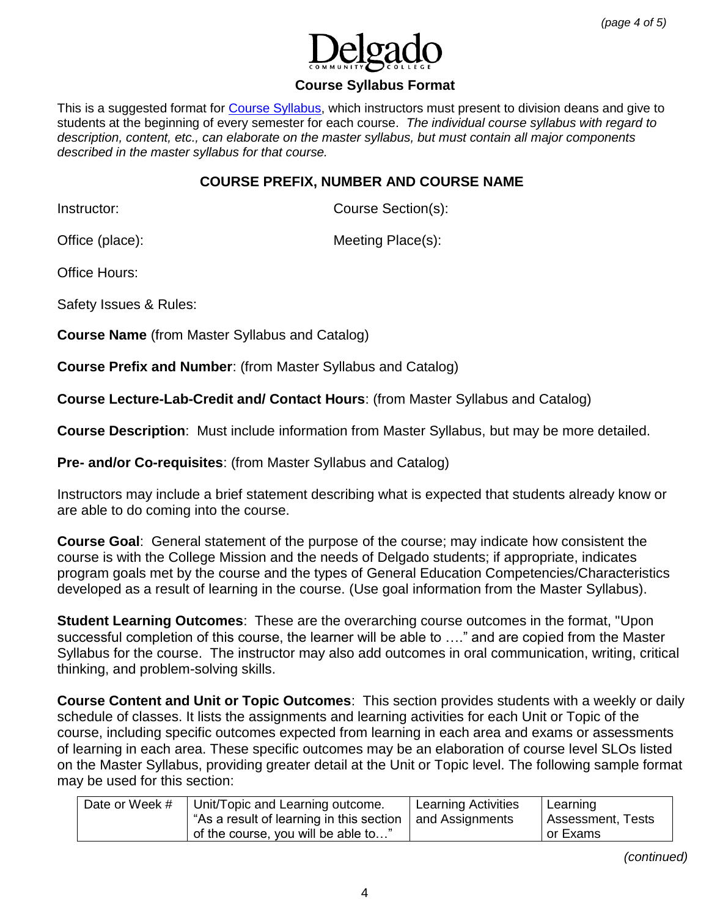Delgado Community College

## Course Syllabus Format

This is a suggested format for [Course Syllabus](), which instructors must present to division deans and give to students at the beginning of every semester for each course. *The individual course syllabus with regard to description, content, etc., can elaborate on the master syllabus, but must contain all major components described in the master syllabus for that course.*

### COURSE PREFIX, NUMBER AND COURSE NAME

Instructor: Course Section(s):

Office (place): Meeting Place(s):

Office Hours:

Safety Issues & Rules:

**Course Name** (from Master Syllabus and Catalog)

**Course Prefix and Number**: (from Master Syllabus and Catalog)

**Course Lecture-Lab-Credit and/ Contact Hours**: (from Master Syllabus and Catalog)

**Course Description**: Must include information from Master Syllabus, but may be more detailed.

**Pre- and/or Co-requisites**: (from Master Syllabus and Catalog)

Instructors may include a brief statement describing what is expected that students already know or are able to do coming into the course.

**Course Goal**: General statement of the purpose of the course; may indicate how consistent the course is with the College Mission and the needs of Delgado students; if appropriate, indicates program goals met by the course and the types of General Education Competencies/Characteristics developed as a result of learning in the course. (Use goal information from the Master Syllabus).

**Student Learning Outcomes**: These are the overarching course outcomes in the format, "Upon successful completion of this course, the learner will be able to …." and are copied from the Master Syllabus for the course. The instructor may also add outcomes in oral communication, writing, critical thinking, and problem-solving skills.

**Course Content and Unit or Topic Outcomes**: This section provides students with a weekly or daily schedule of classes. It lists the assignments and learning activities for each Unit or Topic of the course, including specific outcomes expected from learning in each area and exams or assessments of learning in each area. These specific outcomes may be an elaboration of course level SLOs listed on the Master Syllabus, providing greater detail at the Unit or Topic level. The following sample format may be used for this section:

| Date or Week # | Unit/Topic and Learning outcome. "As a result of learning in this section of the course, you will be able to…" | Learning Activities and Assignments | Learning Assessment, Tests or Exams |
|---|---|---|---|

*(continued)*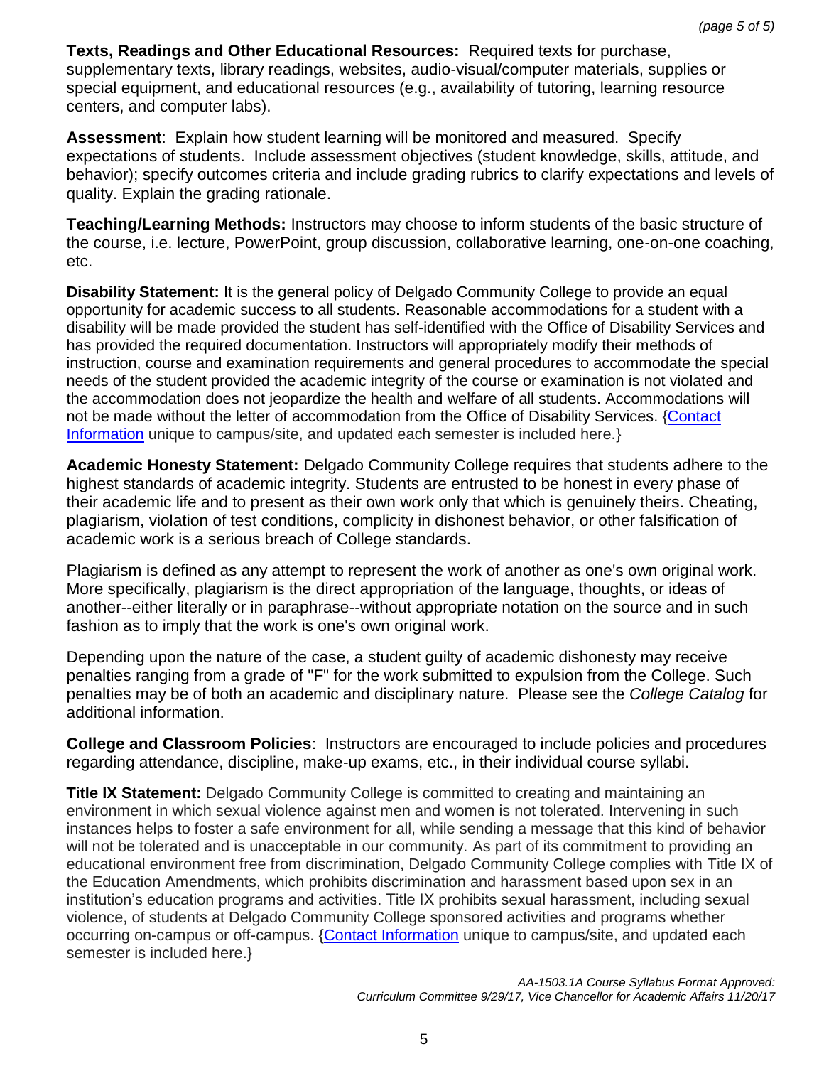**Texts, Readings and Other Educational Resources:** Required texts for purchase, supplementary texts, library readings, websites, audio-visual/computer materials, supplies or special equipment, and educational resources (e.g., availability of tutoring, learning resource centers, and computer labs).

**Assessment**: Explain how student learning will be monitored and measured. Specify expectations of students. Include assessment objectives (student knowledge, skills, attitude, and behavior); specify outcomes criteria and include grading rubrics to clarify expectations and levels of quality. Explain the grading rationale.

**Teaching/Learning Methods:** Instructors may choose to inform students of the basic structure of the course, i.e. lecture, PowerPoint, group discussion, collaborative learning, one-on-one coaching, etc.

**Disability Statement:** It is the general policy of Delgado Community College to provide an equal opportunity for academic success to all students. Reasonable accommodations for a student with a disability will be made provided the student has self-identified with the Office of Disability Services and has provided the required documentation. Instructors will appropriately modify their methods of instruction, course and examination requirements and general procedures to accommodate the special needs of the student provided the academic integrity of the course or examination is not violated and the accommodation does not jeopardize the health and welfare of all students. Accommodations will not be made without the letter of accommodation from the Office of Disability Services. {Contact Information unique to campus/site, and updated each semester is included here.}

**Academic Honesty Statement:** Delgado Community College requires that students adhere to the highest standards of academic integrity. Students are entrusted to be honest in every phase of their academic life and to present as their own work only that which is genuinely theirs. Cheating, plagiarism, violation of test conditions, complicity in dishonest behavior, or other falsification of academic work is a serious breach of College standards.

Plagiarism is defined as any attempt to represent the work of another as one's own original work. More specifically, plagiarism is the direct appropriation of the language, thoughts, or ideas of another--either literally or in paraphrase--without appropriate notation on the source and in such fashion as to imply that the work is one's own original work.

Depending upon the nature of the case, a student guilty of academic dishonesty may receive penalties ranging from a grade of "F" for the work submitted to expulsion from the College. Such penalties may be of both an academic and disciplinary nature. Please see the *College Catalog* for additional information.

**College and Classroom Policies**: Instructors are encouraged to include policies and procedures regarding attendance, discipline, make-up exams, etc., in their individual course syllabi.

**Title IX Statement:** Delgado Community College is committed to creating and maintaining an environment in which sexual violence against men and women is not tolerated. Intervening in such instances helps to foster a safe environment for all, while sending a message that this kind of behavior will not be tolerated and is unacceptable in our community. As part of its commitment to providing an educational environment free from discrimination, Delgado Community College complies with Title IX of the Education Amendments, which prohibits discrimination and harassment based upon sex in an institution's education programs and activities. Title IX prohibits sexual harassment, including sexual violence, of students at Delgado Community College sponsored activities and programs whether occurring on-campus or off-campus. {Contact Information unique to campus/site, and updated each semester is included here.}

*AA-1503.1A Course Syllabus Format Approved: Curriculum Committee 9/29/17, Vice Chancellor for Academic Affairs 11/20/17*